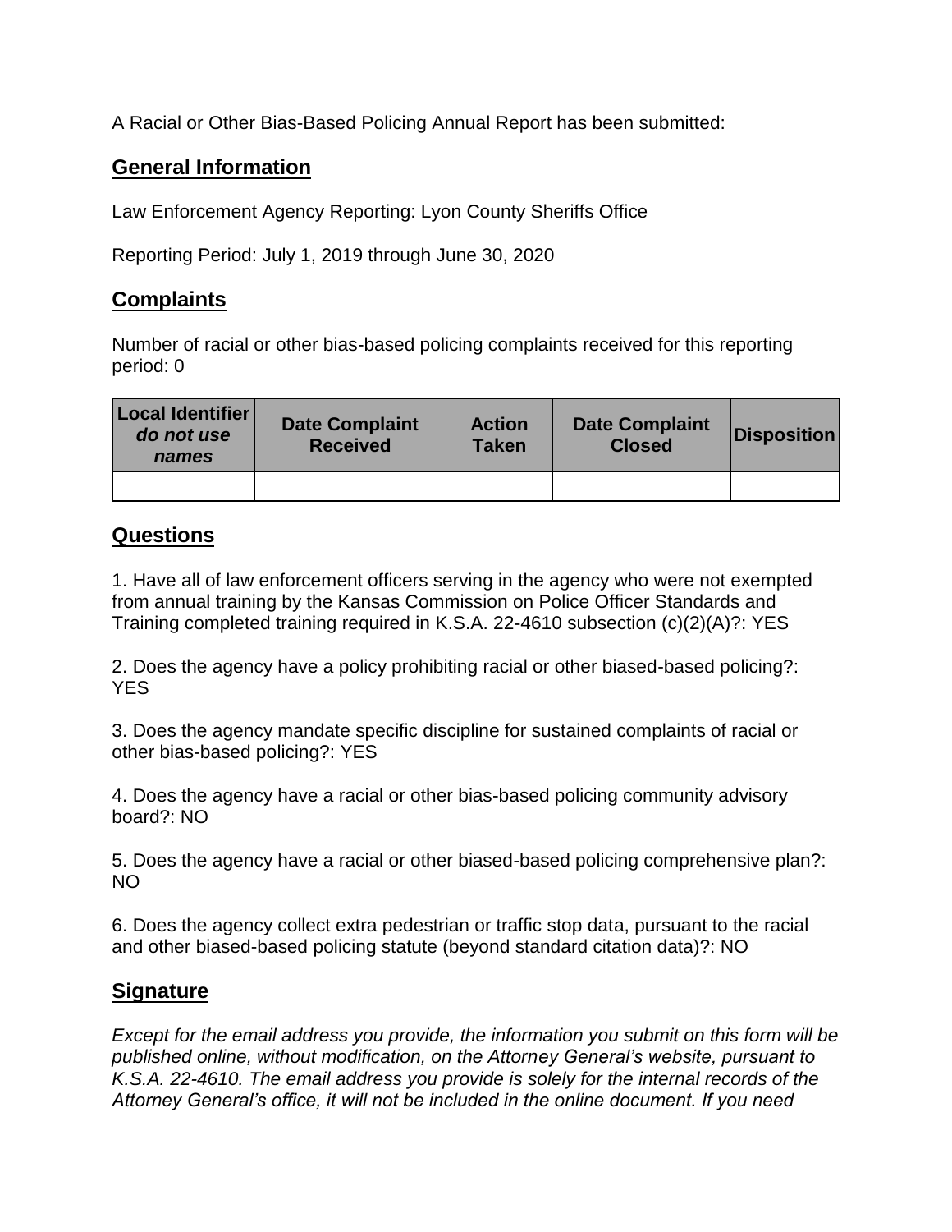A Racial or Other Bias-Based Policing Annual Report has been submitted:

## General Information

Law Enforcement Agency Reporting: Lyon County Sheriffs Office

Reporting Period: July 1, 2019 through June 30, 2020

## Complaints

Number of racial or other bias-based policing complaints received for this reporting period: 0

| Local Identifier *do not use names* | Date Complaint Received | Action Taken | Date Complaint Closed | Disposition |
|---|---|---|---|---|
| | | | | |

## Questions

1. Have all of law enforcement officers serving in the agency who were not exempted from annual training by the Kansas Commission on Police Officer Standards and Training completed training required in K.S.A. 22-4610 subsection (c)(2)(A)?: YES

2. Does the agency have a policy prohibiting racial or other biased-based policing?: YES

3. Does the agency mandate specific discipline for sustained complaints of racial or other bias-based policing?: YES

4. Does the agency have a racial or other bias-based policing community advisory board?: NO

5. Does the agency have a racial or other biased-based policing comprehensive plan?: NO

6. Does the agency collect extra pedestrian or traffic stop data, pursuant to the racial and other biased-based policing statute (beyond standard citation data)?: NO

## Signature

*Except for the email address you provide, the information you submit on this form will be published online, without modification, on the Attorney General's website, pursuant to K.S.A. 22-4610. The email address you provide is solely for the internal records of the Attorney General's office, it will not be included in the online document. If you need*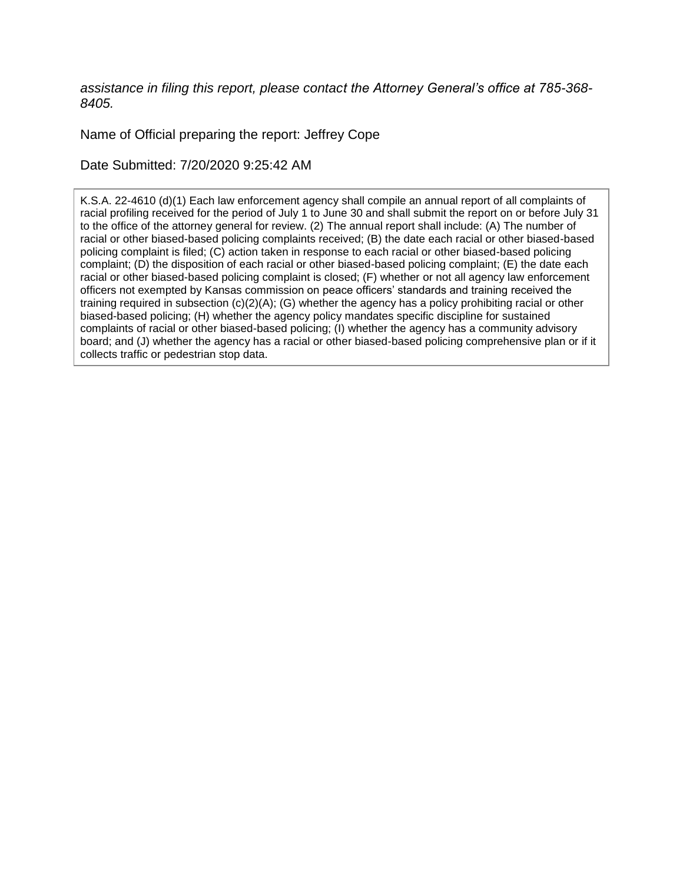*assistance in filing this report, please contact the Attorney General's office at 785-368-8405.*

Name of Official preparing the report: Jeffrey Cope

Date Submitted: 7/20/2020 9:25:42 AM

K.S.A. 22-4610 (d)(1) Each law enforcement agency shall compile an annual report of all complaints of racial profiling received for the period of July 1 to June 30 and shall submit the report on or before July 31 to the office of the attorney general for review. (2) The annual report shall include: (A) The number of racial or other biased-based policing complaints received; (B) the date each racial or other biased-based policing complaint is filed; (C) action taken in response to each racial or other biased-based policing complaint; (D) the disposition of each racial or other biased-based policing complaint; (E) the date each racial or other biased-based policing complaint is closed; (F) whether or not all agency law enforcement officers not exempted by Kansas commission on peace officers' standards and training received the training required in subsection (c)(2)(A); (G) whether the agency has a policy prohibiting racial or other biased-based policing; (H) whether the agency policy mandates specific discipline for sustained complaints of racial or other biased-based policing; (I) whether the agency has a community advisory board; and (J) whether the agency has a racial or other biased-based policing comprehensive plan or if it collects traffic or pedestrian stop data.